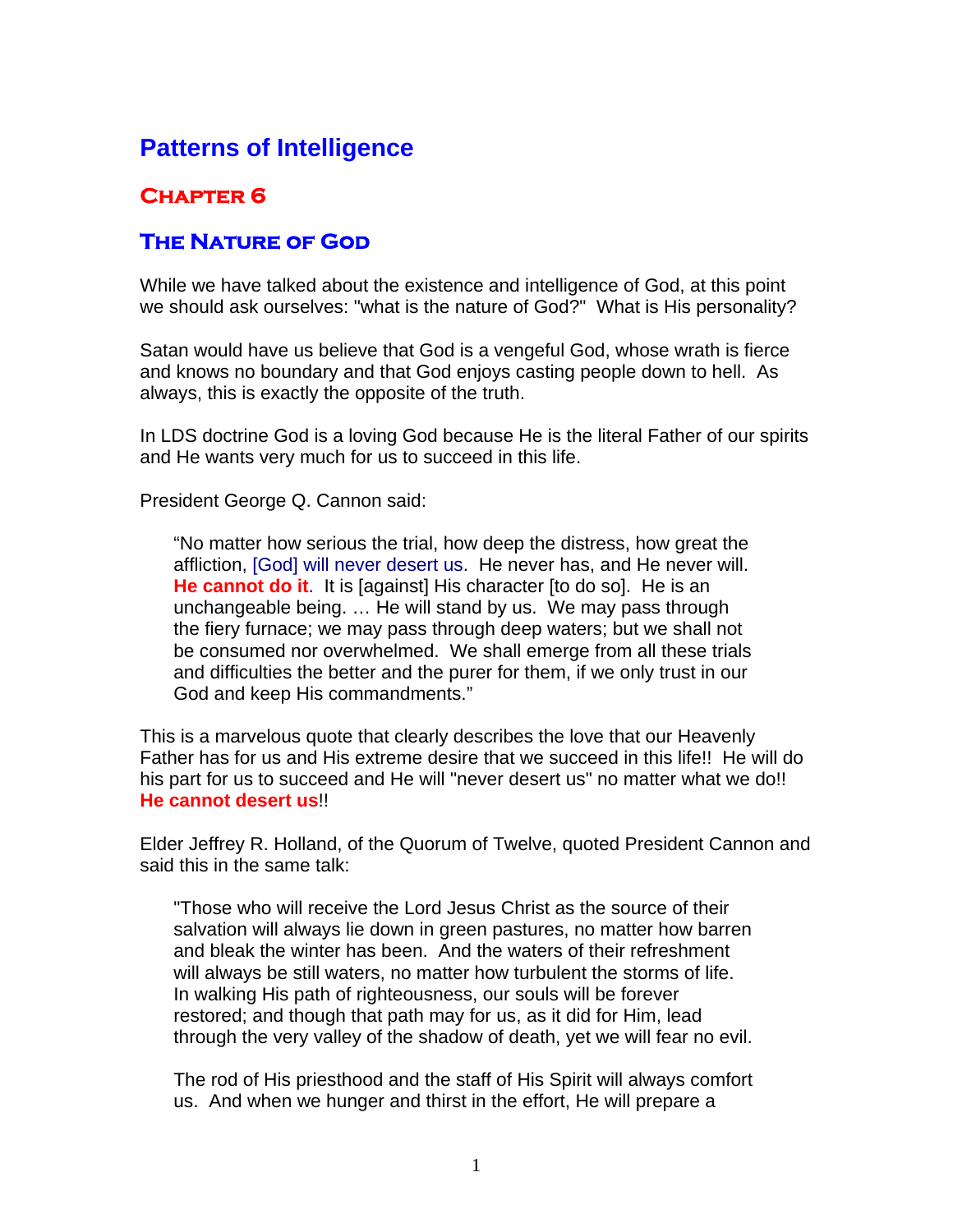# Patterns of Intelligence

## Chapter 6

## The Nature of God

While we have talked about the existence and intelligence of God, at this point we should ask ourselves: "what is the nature of God?" What is His personality?

Satan would have us believe that God is a vengeful God, whose wrath is fierce and knows no boundary and that God enjoys casting people down to hell. As always, this is exactly the opposite of the truth.

In LDS doctrine God is a loving God because He is the literal Father of our spirits and He wants very much for us to succeed in this life.

President George Q. Cannon said:

> "No matter how serious the trial, how deep the distress, how great the affliction, [God] will never desert us. He never has, and He never will. **He cannot do it**. It is [against] His character [to do so]. He is an unchangeable being. … He will stand by us. We may pass through the fiery furnace; we may pass through deep waters; but we shall not be consumed nor overwhelmed. We shall emerge from all these trials and difficulties the better and the purer for them, if we only trust in our God and keep His commandments."

This is a marvelous quote that clearly describes the love that our Heavenly Father has for us and His extreme desire that we succeed in this life!! He will do his part for us to succeed and He will "never desert us" no matter what we do!! **He cannot desert us**!!

Elder Jeffrey R. Holland, of the Quorum of Twelve, quoted President Cannon and said this in the same talk:

> "Those who will receive the Lord Jesus Christ as the source of their salvation will always lie down in green pastures, no matter how barren and bleak the winter has been. And the waters of their refreshment will always be still waters, no matter how turbulent the storms of life. In walking His path of righteousness, our souls will be forever restored; and though that path may for us, as it did for Him, lead through the very valley of the shadow of death, yet we will fear no evil.
>
> The rod of His priesthood and the staff of His Spirit will always comfort us. And when we hunger and thirst in the effort, He will prepare a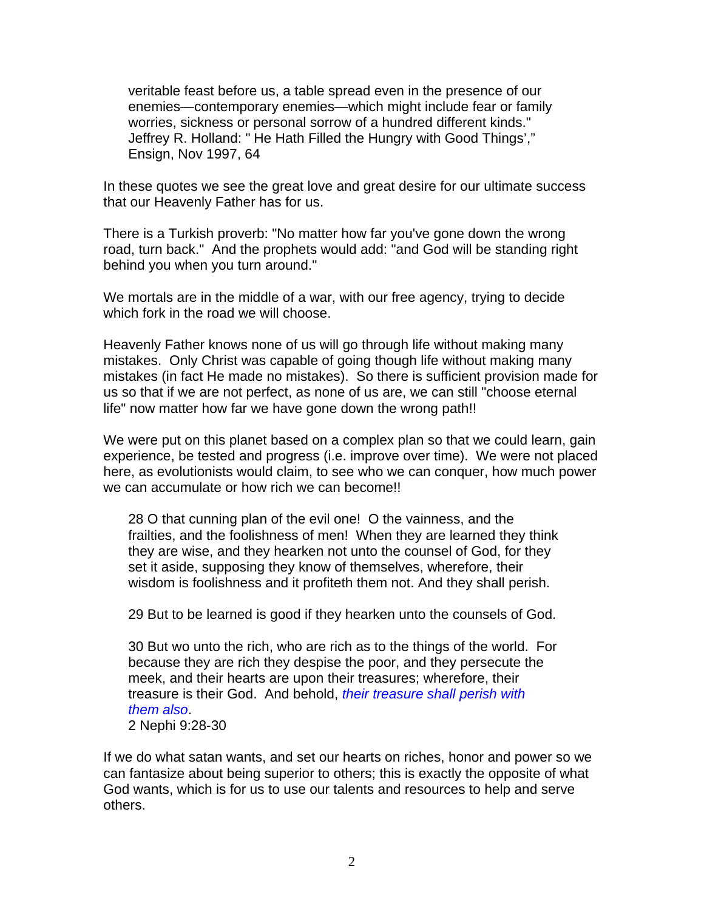> veritable feast before us, a table spread even in the presence of our enemies—contemporary enemies—which might include fear or family worries, sickness or personal sorrow of a hundred different kinds."
> Jeffrey R. Holland: " He Hath Filled the Hungry with Good Things',"
> Ensign, Nov 1997, 64

In these quotes we see the great love and great desire for our ultimate success that our Heavenly Father has for us.

There is a Turkish proverb: "No matter how far you've gone down the wrong road, turn back." And the prophets would add: "and God will be standing right behind you when you turn around."

We mortals are in the middle of a war, with our free agency, trying to decide which fork in the road we will choose.

Heavenly Father knows none of us will go through life without making many mistakes. Only Christ was capable of going though life without making many mistakes (in fact He made no mistakes). So there is sufficient provision made for us so that if we are not perfect, as none of us are, we can still "choose eternal life" now matter how far we have gone down the wrong path!!

We were put on this planet based on a complex plan so that we could learn, gain experience, be tested and progress (i.e. improve over time). We were not placed here, as evolutionists would claim, to see who we can conquer, how much power we can accumulate or how rich we can become!!

> 28 O that cunning plan of the evil one! O the vainness, and the frailties, and the foolishness of men! When they are learned they think they are wise, and they hearken not unto the counsel of God, for they set it aside, supposing they know of themselves, wherefore, their wisdom is foolishness and it profiteth them not. And they shall perish.
>
> 29 But to be learned is good if they hearken unto the counsels of God.
>
> 30 But wo unto the rich, who are rich as to the things of the world. For because they are rich they despise the poor, and they persecute the meek, and their hearts are upon their treasures; wherefore, their treasure is their God. And behold, *their treasure shall perish with them also*.
> 2 Nephi 9:28-30

If we do what satan wants, and set our hearts on riches, honor and power so we can fantasize about being superior to others; this is exactly the opposite of what God wants, which is for us to use our talents and resources to help and serve others.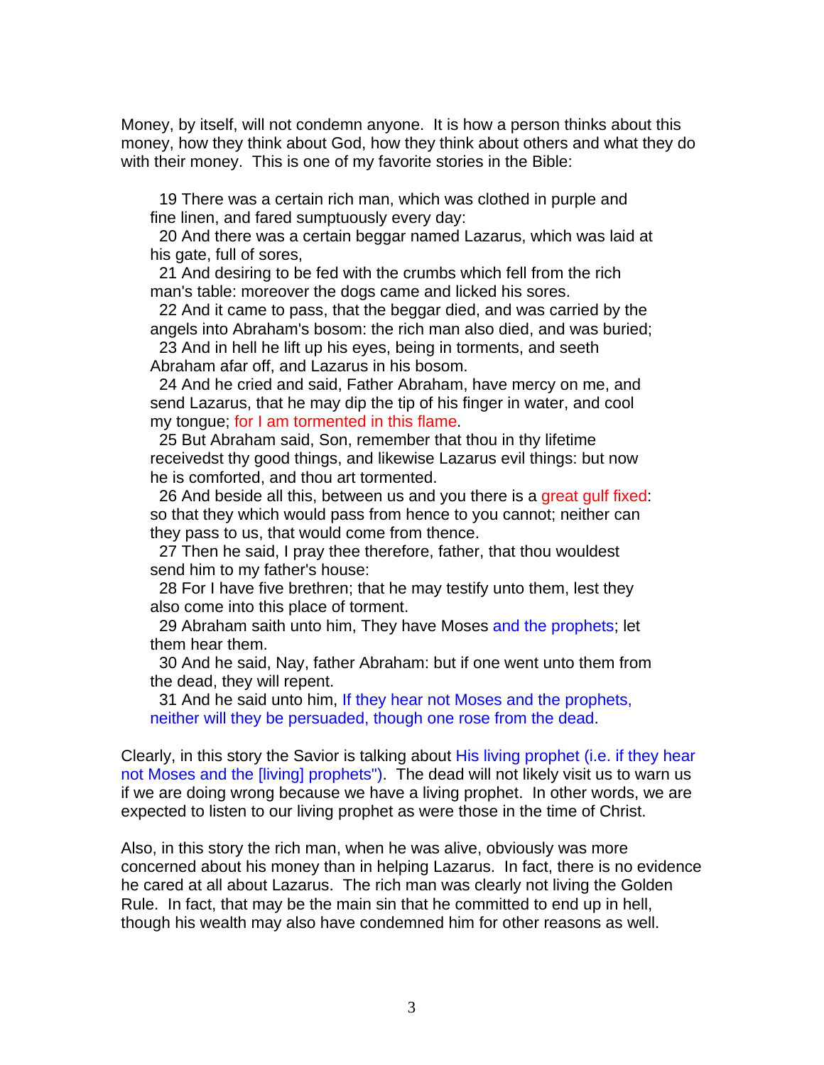Money, by itself, will not condemn anyone. It is how a person thinks about this money, how they think about God, how they think about others and what they do with their money. This is one of my favorite stories in the Bible:

> 19 There was a certain rich man, which was clothed in purple and fine linen, and fared sumptuously every day:
> 20 And there was a certain beggar named Lazarus, which was laid at his gate, full of sores,
> 21 And desiring to be fed with the crumbs which fell from the rich man's table: moreover the dogs came and licked his sores.
> 22 And it came to pass, that the beggar died, and was carried by the angels into Abraham's bosom: the rich man also died, and was buried;
> 23 And in hell he lift up his eyes, being in torments, and seeth Abraham afar off, and Lazarus in his bosom.
> 24 And he cried and said, Father Abraham, have mercy on me, and send Lazarus, that he may dip the tip of his finger in water, and cool my tongue; for I am tormented in this flame.
> 25 But Abraham said, Son, remember that thou in thy lifetime receivedst thy good things, and likewise Lazarus evil things: but now he is comforted, and thou art tormented.
> 26 And beside all this, between us and you there is a great gulf fixed: so that they which would pass from hence to you cannot; neither can they pass to us, that would come from thence.
> 27 Then he said, I pray thee therefore, father, that thou wouldest send him to my father's house:
> 28 For I have five brethren; that he may testify unto them, lest they also come into this place of torment.
> 29 Abraham saith unto him, They have Moses and the prophets; let them hear them.
> 30 And he said, Nay, father Abraham: but if one went unto them from the dead, they will repent.
> 31 And he said unto him, If they hear not Moses and the prophets, neither will they be persuaded, though one rose from the dead.

Clearly, in this story the Savior is talking about His living prophet (i.e. if they hear not Moses and the [living] prophets"). The dead will not likely visit us to warn us if we are doing wrong because we have a living prophet. In other words, we are expected to listen to our living prophet as were those in the time of Christ.

Also, in this story the rich man, when he was alive, obviously was more concerned about his money than in helping Lazarus. In fact, there is no evidence he cared at all about Lazarus. The rich man was clearly not living the Golden Rule. In fact, that may be the main sin that he committed to end up in hell, though his wealth may also have condemned him for other reasons as well.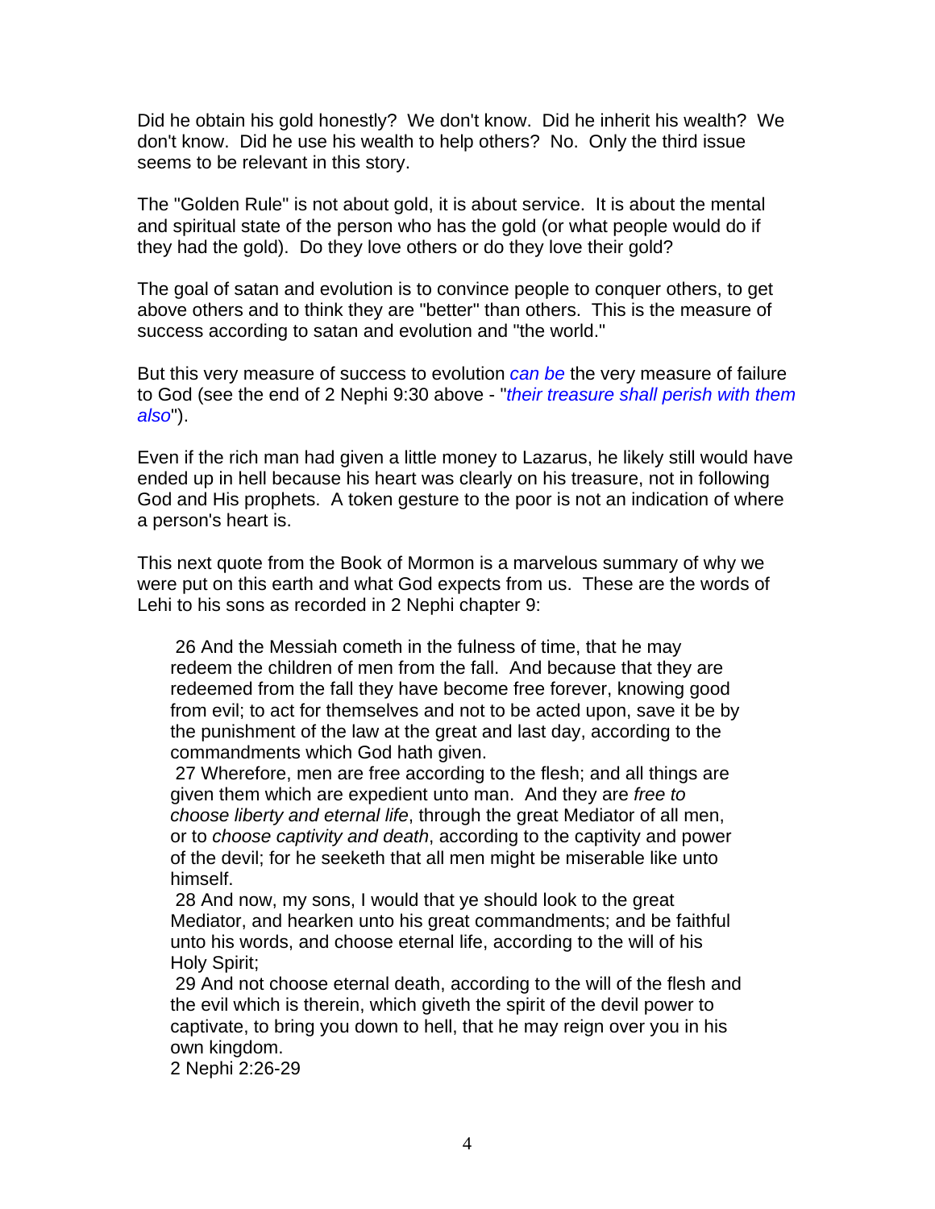Did he obtain his gold honestly? We don't know. Did he inherit his wealth? We don't know. Did he use his wealth to help others? No. Only the third issue seems to be relevant in this story.

The "Golden Rule" is not about gold, it is about service. It is about the mental and spiritual state of the person who has the gold (or what people would do if they had the gold). Do they love others or do they love their gold?

The goal of satan and evolution is to convince people to conquer others, to get above others and to think they are "better" than others. This is the measure of success according to satan and evolution and "the world."

But this very measure of success to evolution *can be* the very measure of failure to God (see the end of 2 Nephi 9:30 above - "*their treasure shall perish with them also*").

Even if the rich man had given a little money to Lazarus, he likely still would have ended up in hell because his heart was clearly on his treasure, not in following God and His prophets. A token gesture to the poor is not an indication of where a person's heart is.

This next quote from the Book of Mormon is a marvelous summary of why we were put on this earth and what God expects from us. These are the words of Lehi to his sons as recorded in 2 Nephi chapter 9:

> 26 And the Messiah cometh in the fulness of time, that he may redeem the children of men from the fall. And because that they are redeemed from the fall they have become free forever, knowing good from evil; to act for themselves and not to be acted upon, save it be by the punishment of the law at the great and last day, according to the commandments which God hath given.
> 27 Wherefore, men are free according to the flesh; and all things are given them which are expedient unto man. And they are *free to choose liberty and eternal life*, through the great Mediator of all men, or to *choose captivity and death*, according to the captivity and power of the devil; for he seeketh that all men might be miserable like unto himself.
> 28 And now, my sons, I would that ye should look to the great Mediator, and hearken unto his great commandments; and be faithful unto his words, and choose eternal life, according to the will of his Holy Spirit;
> 29 And not choose eternal death, according to the will of the flesh and the evil which is therein, which giveth the spirit of the devil power to captivate, to bring you down to hell, that he may reign over you in his own kingdom.
> 2 Nephi 2:26-29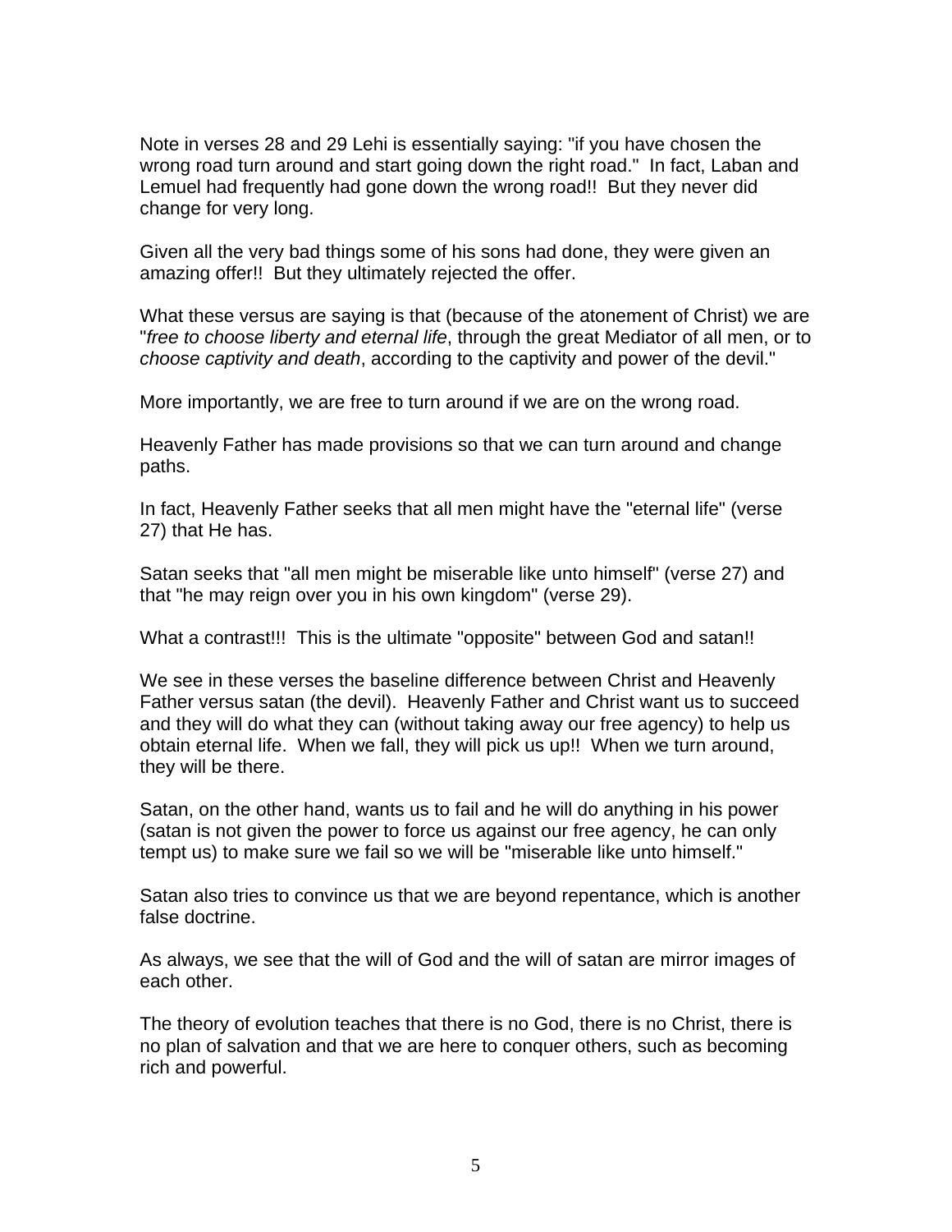Note in verses 28 and 29 Lehi is essentially saying: "if you have chosen the wrong road turn around and start going down the right road." In fact, Laban and Lemuel had frequently had gone down the wrong road!! But they never did change for very long.

Given all the very bad things some of his sons had done, they were given an amazing offer!! But they ultimately rejected the offer.

What these versus are saying is that (because of the atonement of Christ) we are "*free to choose liberty and eternal life*, through the great Mediator of all men, or to *choose captivity and death*, according to the captivity and power of the devil."

More importantly, we are free to turn around if we are on the wrong road.

Heavenly Father has made provisions so that we can turn around and change paths.

In fact, Heavenly Father seeks that all men might have the "eternal life" (verse 27) that He has.

Satan seeks that "all men might be miserable like unto himself" (verse 27) and that "he may reign over you in his own kingdom" (verse 29).

What a contrast!!! This is the ultimate "opposite" between God and satan!!

We see in these verses the baseline difference between Christ and Heavenly Father versus satan (the devil). Heavenly Father and Christ want us to succeed and they will do what they can (without taking away our free agency) to help us obtain eternal life. When we fall, they will pick us up!! When we turn around, they will be there.

Satan, on the other hand, wants us to fail and he will do anything in his power (satan is not given the power to force us against our free agency, he can only tempt us) to make sure we fail so we will be "miserable like unto himself."

Satan also tries to convince us that we are beyond repentance, which is another false doctrine.

As always, we see that the will of God and the will of satan are mirror images of each other.

The theory of evolution teaches that there is no God, there is no Christ, there is no plan of salvation and that we are here to conquer others, such as becoming rich and powerful.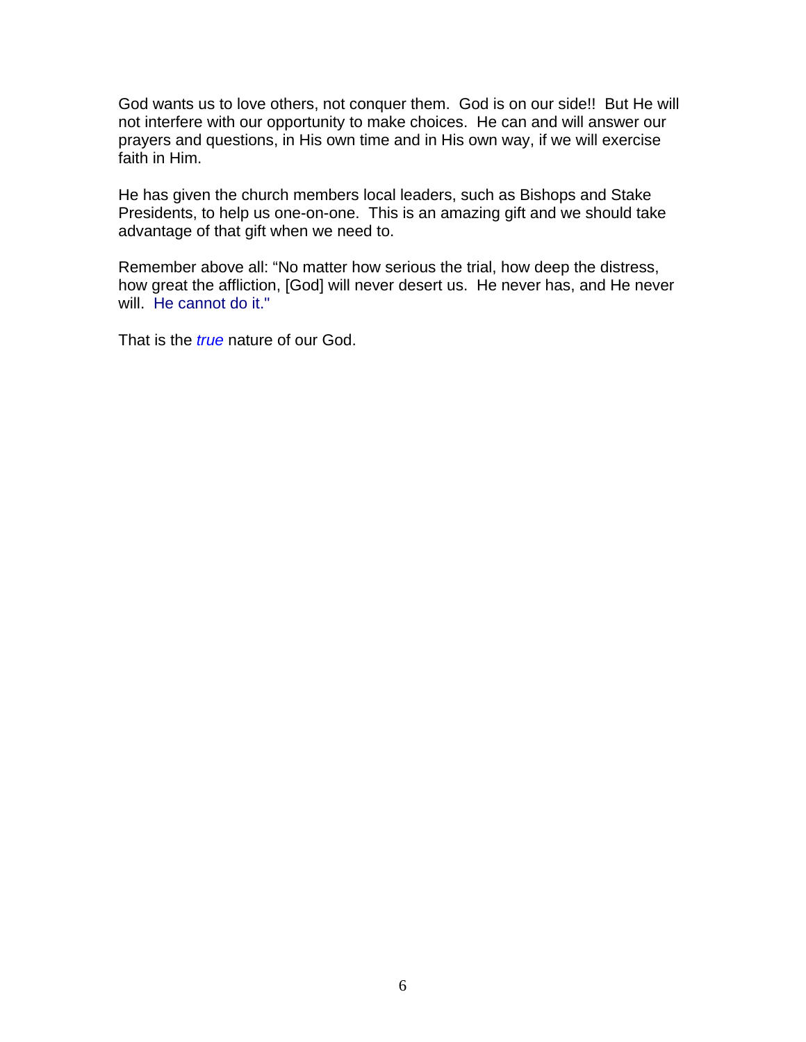God wants us to love others, not conquer them. God is on our side!! But He will not interfere with our opportunity to make choices. He can and will answer our prayers and questions, in His own time and in His own way, if we will exercise faith in Him.

He has given the church members local leaders, such as Bishops and Stake Presidents, to help us one-on-one. This is an amazing gift and we should take advantage of that gift when we need to.

Remember above all: “No matter how serious the trial, how deep the distress, how great the affliction, [God] will never desert us. He never has, and He never will. He cannot do it."

That is the *true* nature of our God.